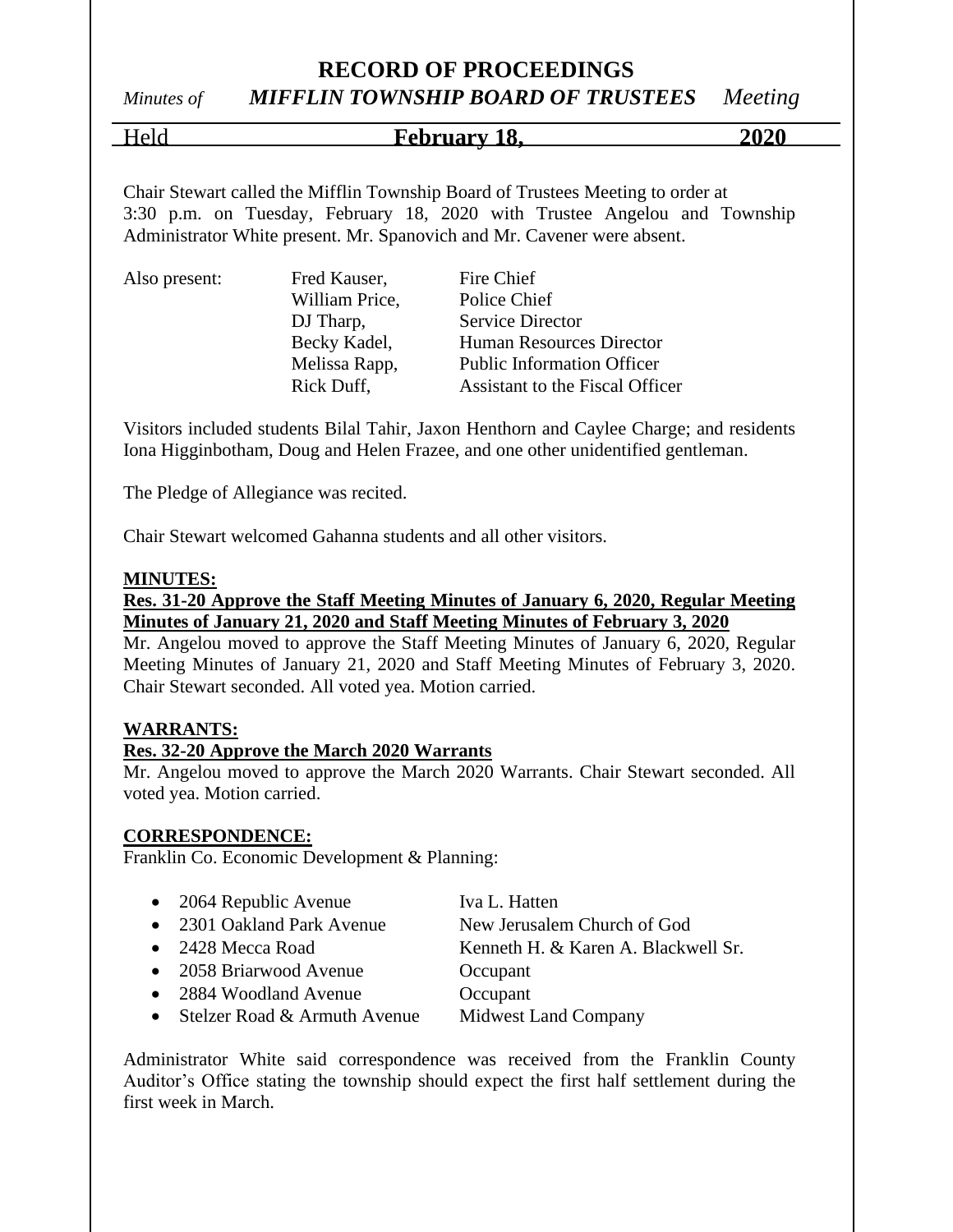# RECORD OF PROCEEDINGS

*Minutes of* ***MIFFLIN TOWNSHIP BOARD OF TRUSTEES*** *Meeting*

Held **February 18, 2020**

Chair Stewart called the Mifflin Township Board of Trustees Meeting to order at 3:30 p.m. on Tuesday, February 18, 2020 with Trustee Angelou and Township Administrator White present. Mr. Spanovich and Mr. Cavener were absent.

| Also present: | Fred Kauser, | Fire Chief |
|---|---|---|
| | William Price, | Police Chief |
| | DJ Tharp, | Service Director |
| | Becky Kadel, | Human Resources Director |
| | Melissa Rapp, | Public Information Officer |
| | Rick Duff, | Assistant to the Fiscal Officer |

Visitors included students Bilal Tahir, Jaxon Henthorn and Caylee Charge; and residents Iona Higginbotham, Doug and Helen Frazee, and one other unidentified gentleman.

The Pledge of Allegiance was recited.

Chair Stewart welcomed Gahanna students and all other visitors.

**MINUTES:**

**Res. 31-20 Approve the Staff Meeting Minutes of January 6, 2020, Regular Meeting Minutes of January 21, 2020 and Staff Meeting Minutes of February 3, 2020**

Mr. Angelou moved to approve the Staff Meeting Minutes of January 6, 2020, Regular Meeting Minutes of January 21, 2020 and Staff Meeting Minutes of February 3, 2020. Chair Stewart seconded. All voted yea. Motion carried.

**WARRANTS:**

**Res. 32-20 Approve the March 2020 Warrants**

Mr. Angelou moved to approve the March 2020 Warrants. Chair Stewart seconded. All voted yea. Motion carried.

**CORRESPONDENCE:**

Franklin Co. Economic Development & Planning:

- 2064 Republic Avenue — Iva L. Hatten
- 2301 Oakland Park Avenue — New Jerusalem Church of God
- 2428 Mecca Road — Kenneth H. & Karen A. Blackwell Sr.
- 2058 Briarwood Avenue — Occupant
- 2884 Woodland Avenue — Occupant
- Stelzer Road & Armuth Avenue — Midwest Land Company

Administrator White said correspondence was received from the Franklin County Auditor's Office stating the township should expect the first half settlement during the first week in March.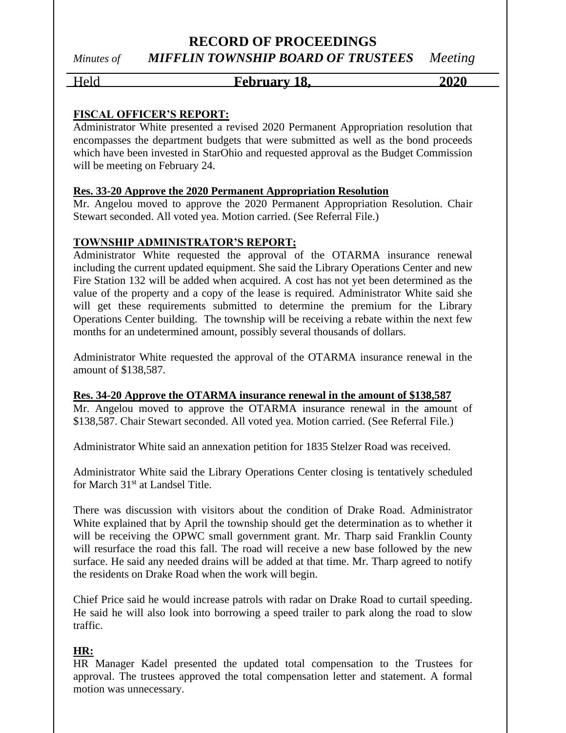**FISCAL OFFICER'S REPORT:**

Administrator White presented a revised 2020 Permanent Appropriation resolution that encompasses the department budgets that were submitted as well as the bond proceeds which have been invested in StarOhio and requested approval as the Budget Commission will be meeting on February 24.

**Res. 33-20 Approve the 2020 Permanent Appropriation Resolution**

Mr. Angelou moved to approve the 2020 Permanent Appropriation Resolution. Chair Stewart seconded. All voted yea. Motion carried. (See Referral File.)

**TOWNSHIP ADMINISTRATOR'S REPORT;**

Administrator White requested the approval of the OTARMA insurance renewal including the current updated equipment. She said the Library Operations Center and new Fire Station 132 will be added when acquired. A cost has not yet been determined as the value of the property and a copy of the lease is required. Administrator White said she will get these requirements submitted to determine the premium for the Library Operations Center building. The township will be receiving a rebate within the next few months for an undetermined amount, possibly several thousands of dollars.

Administrator White requested the approval of the OTARMA insurance renewal in the amount of $138,587.

**Res. 34-20 Approve the OTARMA insurance renewal in the amount of $138,587**

Mr. Angelou moved to approve the OTARMA insurance renewal in the amount of $138,587. Chair Stewart seconded. All voted yea. Motion carried. (See Referral File.)

Administrator White said an annexation petition for 1835 Stelzer Road was received.

Administrator White said the Library Operations Center closing is tentatively scheduled for March 31st at Landsel Title.

There was discussion with visitors about the condition of Drake Road. Administrator White explained that by April the township should get the determination as to whether it will be receiving the OPWC small government grant. Mr. Tharp said Franklin County will resurface the road this fall. The road will receive a new base followed by the new surface. He said any needed drains will be added at that time. Mr. Tharp agreed to notify the residents on Drake Road when the work will begin.

Chief Price said he would increase patrols with radar on Drake Road to curtail speeding. He said he will also look into borrowing a speed trailer to park along the road to slow traffic.

**HR:**

HR Manager Kadel presented the updated total compensation to the Trustees for approval. The trustees approved the total compensation letter and statement. A formal motion was unnecessary.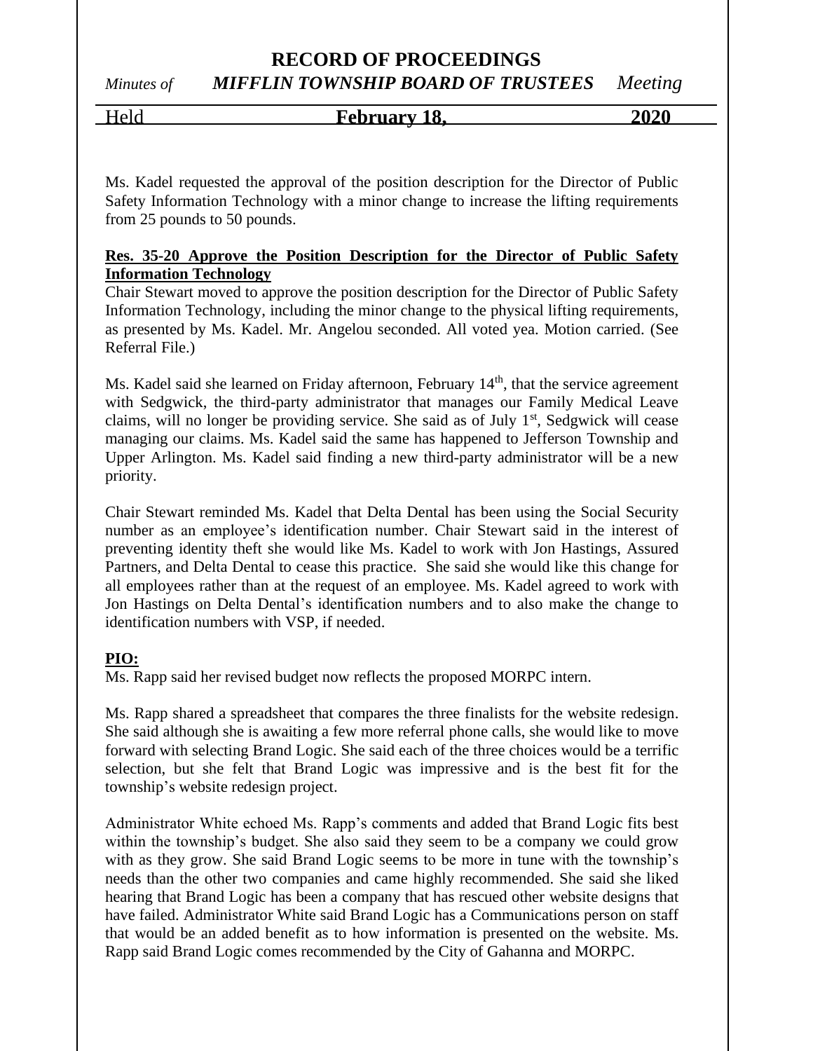Ms. Kadel requested the approval of the position description for the Director of Public Safety Information Technology with a minor change to increase the lifting requirements from 25 pounds to 50 pounds.

**Res. 35-20 Approve the Position Description for the Director of Public Safety Information Technology**

Chair Stewart moved to approve the position description for the Director of Public Safety Information Technology, including the minor change to the physical lifting requirements, as presented by Ms. Kadel. Mr. Angelou seconded. All voted yea. Motion carried. (See Referral File.)

Ms. Kadel said she learned on Friday afternoon, February 14th, that the service agreement with Sedgwick, the third-party administrator that manages our Family Medical Leave claims, will no longer be providing service. She said as of July 1st, Sedgwick will cease managing our claims. Ms. Kadel said the same has happened to Jefferson Township and Upper Arlington. Ms. Kadel said finding a new third-party administrator will be a new priority.

Chair Stewart reminded Ms. Kadel that Delta Dental has been using the Social Security number as an employee's identification number. Chair Stewart said in the interest of preventing identity theft she would like Ms. Kadel to work with Jon Hastings, Assured Partners, and Delta Dental to cease this practice. She said she would like this change for all employees rather than at the request of an employee. Ms. Kadel agreed to work with Jon Hastings on Delta Dental's identification numbers and to also make the change to identification numbers with VSP, if needed.

**PIO:**

Ms. Rapp said her revised budget now reflects the proposed MORPC intern.

Ms. Rapp shared a spreadsheet that compares the three finalists for the website redesign. She said although she is awaiting a few more referral phone calls, she would like to move forward with selecting Brand Logic. She said each of the three choices would be a terrific selection, but she felt that Brand Logic was impressive and is the best fit for the township's website redesign project.

Administrator White echoed Ms. Rapp's comments and added that Brand Logic fits best within the township's budget. She also said they seem to be a company we could grow with as they grow. She said Brand Logic seems to be more in tune with the township's needs than the other two companies and came highly recommended. She said she liked hearing that Brand Logic has been a company that has rescued other website designs that have failed. Administrator White said Brand Logic has a Communications person on staff that would be an added benefit as to how information is presented on the website. Ms. Rapp said Brand Logic comes recommended by the City of Gahanna and MORPC.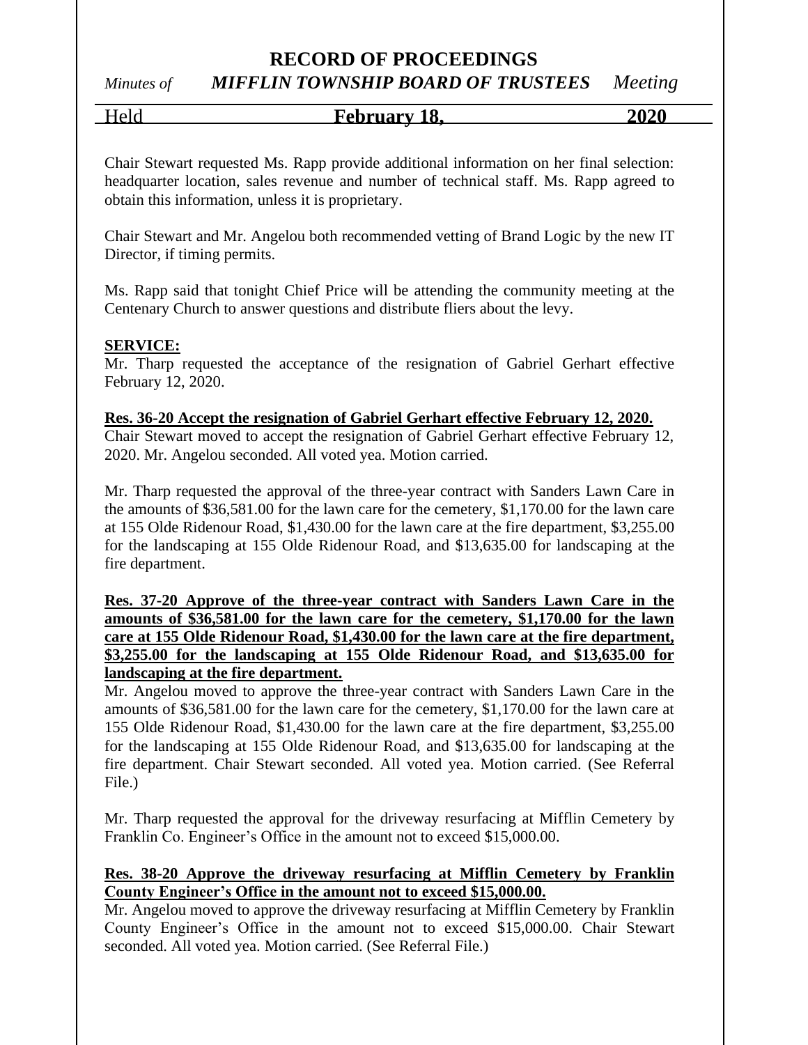Chair Stewart requested Ms. Rapp provide additional information on her final selection: headquarter location, sales revenue and number of technical staff. Ms. Rapp agreed to obtain this information, unless it is proprietary.

Chair Stewart and Mr. Angelou both recommended vetting of Brand Logic by the new IT Director, if timing permits.

Ms. Rapp said that tonight Chief Price will be attending the community meeting at the Centenary Church to answer questions and distribute fliers about the levy.

**SERVICE:**

Mr. Tharp requested the acceptance of the resignation of Gabriel Gerhart effective February 12, 2020.

**Res. 36-20 Accept the resignation of Gabriel Gerhart effective February 12, 2020.**

Chair Stewart moved to accept the resignation of Gabriel Gerhart effective February 12, 2020. Mr. Angelou seconded. All voted yea. Motion carried.

Mr. Tharp requested the approval of the three-year contract with Sanders Lawn Care in the amounts of $36,581.00 for the lawn care for the cemetery, $1,170.00 for the lawn care at 155 Olde Ridenour Road, $1,430.00 for the lawn care at the fire department, $3,255.00 for the landscaping at 155 Olde Ridenour Road, and $13,635.00 for landscaping at the fire department.

**Res. 37-20 Approve of the three-year contract with Sanders Lawn Care in the amounts of $36,581.00 for the lawn care for the cemetery, $1,170.00 for the lawn care at 155 Olde Ridenour Road, $1,430.00 for the lawn care at the fire department, $3,255.00 for the landscaping at 155 Olde Ridenour Road, and $13,635.00 for landscaping at the fire department.**

Mr. Angelou moved to approve the three-year contract with Sanders Lawn Care in the amounts of $36,581.00 for the lawn care for the cemetery, $1,170.00 for the lawn care at 155 Olde Ridenour Road, $1,430.00 for the lawn care at the fire department, $3,255.00 for the landscaping at 155 Olde Ridenour Road, and $13,635.00 for landscaping at the fire department. Chair Stewart seconded. All voted yea. Motion carried. (See Referral File.)

Mr. Tharp requested the approval for the driveway resurfacing at Mifflin Cemetery by Franklin Co. Engineer's Office in the amount not to exceed $15,000.00.

**Res. 38-20 Approve the driveway resurfacing at Mifflin Cemetery by Franklin County Engineer's Office in the amount not to exceed $15,000.00.**

Mr. Angelou moved to approve the driveway resurfacing at Mifflin Cemetery by Franklin County Engineer's Office in the amount not to exceed $15,000.00. Chair Stewart seconded. All voted yea. Motion carried. (See Referral File.)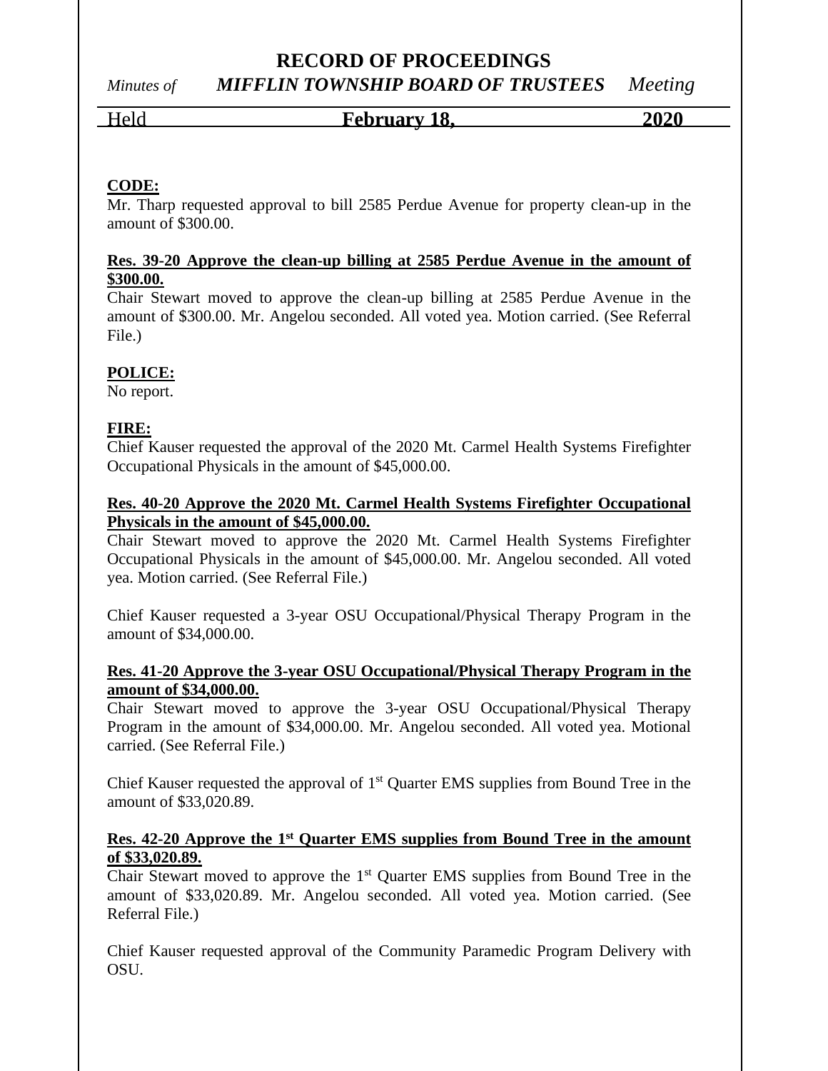**CODE:**

Mr. Tharp requested approval to bill 2585 Perdue Avenue for property clean-up in the amount of $300.00.

**Res. 39-20 Approve the clean-up billing at 2585 Perdue Avenue in the amount of $300.00.**

Chair Stewart moved to approve the clean-up billing at 2585 Perdue Avenue in the amount of $300.00. Mr. Angelou seconded. All voted yea. Motion carried. (See Referral File.)

**POLICE:**

No report.

**FIRE:**

Chief Kauser requested the approval of the 2020 Mt. Carmel Health Systems Firefighter Occupational Physicals in the amount of $45,000.00.

**Res. 40-20 Approve the 2020 Mt. Carmel Health Systems Firefighter Occupational Physicals in the amount of $45,000.00.**

Chair Stewart moved to approve the 2020 Mt. Carmel Health Systems Firefighter Occupational Physicals in the amount of $45,000.00. Mr. Angelou seconded. All voted yea. Motion carried. (See Referral File.)

Chief Kauser requested a 3-year OSU Occupational/Physical Therapy Program in the amount of $34,000.00.

**Res. 41-20 Approve the 3-year OSU Occupational/Physical Therapy Program in the amount of $34,000.00.**

Chair Stewart moved to approve the 3-year OSU Occupational/Physical Therapy Program in the amount of $34,000.00. Mr. Angelou seconded. All voted yea. Motional carried. (See Referral File.)

Chief Kauser requested the approval of 1st Quarter EMS supplies from Bound Tree in the amount of $33,020.89.

**Res. 42-20 Approve the 1st Quarter EMS supplies from Bound Tree in the amount of $33,020.89.**

Chair Stewart moved to approve the 1st Quarter EMS supplies from Bound Tree in the amount of $33,020.89. Mr. Angelou seconded. All voted yea. Motion carried. (See Referral File.)

Chief Kauser requested approval of the Community Paramedic Program Delivery with OSU.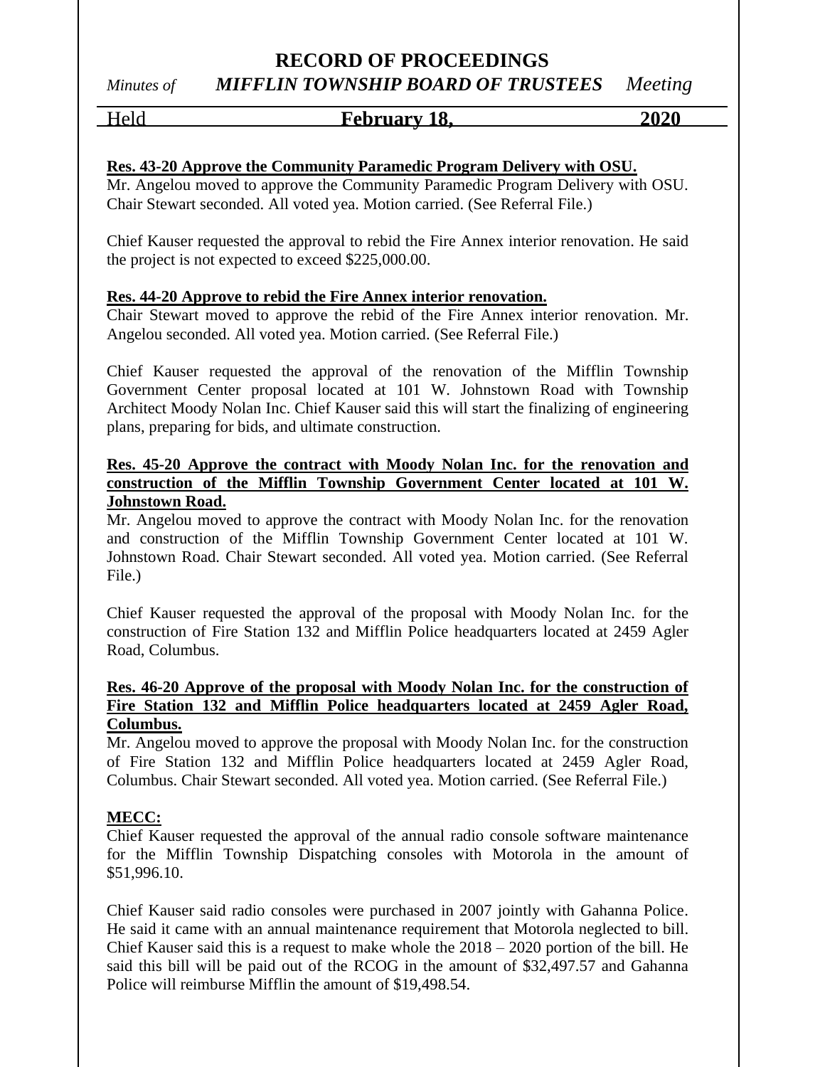**Res. 43-20 Approve the Community Paramedic Program Delivery with OSU.**
Mr. Angelou moved to approve the Community Paramedic Program Delivery with OSU. Chair Stewart seconded. All voted yea. Motion carried. (See Referral File.)

Chief Kauser requested the approval to rebid the Fire Annex interior renovation. He said the project is not expected to exceed $225,000.00.

**Res. 44-20 Approve to rebid the Fire Annex interior renovation.**
Chair Stewart moved to approve the rebid of the Fire Annex interior renovation. Mr. Angelou seconded. All voted yea. Motion carried. (See Referral File.)

Chief Kauser requested the approval of the renovation of the Mifflin Township Government Center proposal located at 101 W. Johnstown Road with Township Architect Moody Nolan Inc. Chief Kauser said this will start the finalizing of engineering plans, preparing for bids, and ultimate construction.

**Res. 45-20 Approve the contract with Moody Nolan Inc. for the renovation and construction of the Mifflin Township Government Center located at 101 W. Johnstown Road.**
Mr. Angelou moved to approve the contract with Moody Nolan Inc. for the renovation and construction of the Mifflin Township Government Center located at 101 W. Johnstown Road. Chair Stewart seconded. All voted yea. Motion carried. (See Referral File.)

Chief Kauser requested the approval of the proposal with Moody Nolan Inc. for the construction of Fire Station 132 and Mifflin Police headquarters located at 2459 Agler Road, Columbus.

**Res. 46-20 Approve of the proposal with Moody Nolan Inc. for the construction of Fire Station 132 and Mifflin Police headquarters located at 2459 Agler Road, Columbus.**
Mr. Angelou moved to approve the proposal with Moody Nolan Inc. for the construction of Fire Station 132 and Mifflin Police headquarters located at 2459 Agler Road, Columbus. Chair Stewart seconded. All voted yea. Motion carried. (See Referral File.)

**MECC:**
Chief Kauser requested the approval of the annual radio console software maintenance for the Mifflin Township Dispatching consoles with Motorola in the amount of $51,996.10.

Chief Kauser said radio consoles were purchased in 2007 jointly with Gahanna Police. He said it came with an annual maintenance requirement that Motorola neglected to bill. Chief Kauser said this is a request to make whole the 2018 – 2020 portion of the bill. He said this bill will be paid out of the RCOG in the amount of $32,497.57 and Gahanna Police will reimburse Mifflin the amount of $19,498.54.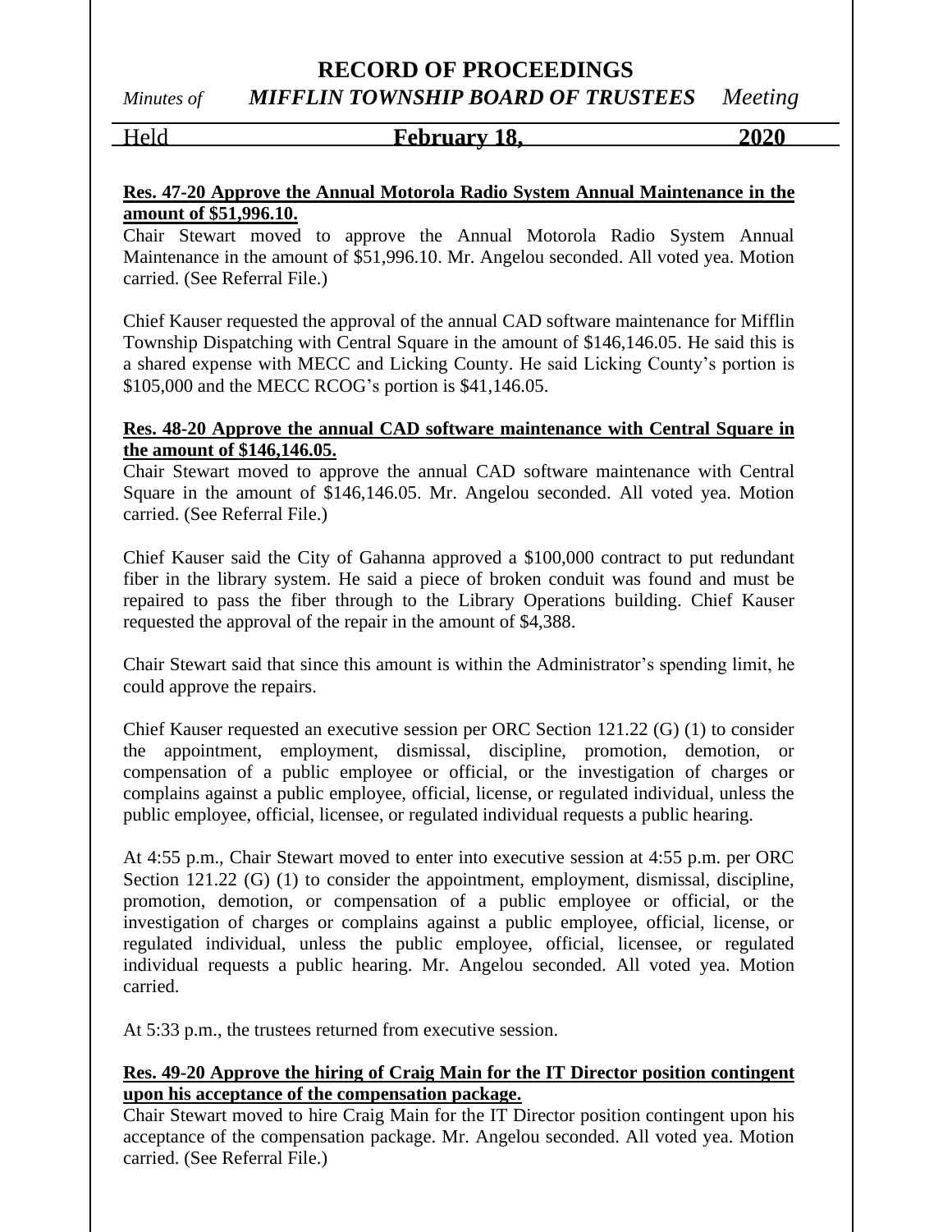**Res. 47-20 Approve the Annual Motorola Radio System Annual Maintenance in the amount of $51,996.10.**

Chair Stewart moved to approve the Annual Motorola Radio System Annual Maintenance in the amount of $51,996.10. Mr. Angelou seconded. All voted yea. Motion carried. (See Referral File.)

Chief Kauser requested the approval of the annual CAD software maintenance for Mifflin Township Dispatching with Central Square in the amount of $146,146.05. He said this is a shared expense with MECC and Licking County. He said Licking County's portion is $105,000 and the MECC RCOG's portion is $41,146.05.

**Res. 48-20 Approve the annual CAD software maintenance with Central Square in the amount of $146,146.05.**

Chair Stewart moved to approve the annual CAD software maintenance with Central Square in the amount of $146,146.05. Mr. Angelou seconded. All voted yea. Motion carried. (See Referral File.)

Chief Kauser said the City of Gahanna approved a $100,000 contract to put redundant fiber in the library system. He said a piece of broken conduit was found and must be repaired to pass the fiber through to the Library Operations building. Chief Kauser requested the approval of the repair in the amount of $4,388.

Chair Stewart said that since this amount is within the Administrator's spending limit, he could approve the repairs.

Chief Kauser requested an executive session per ORC Section 121.22 (G) (1) to consider the appointment, employment, dismissal, discipline, promotion, demotion, or compensation of a public employee or official, or the investigation of charges or complains against a public employee, official, license, or regulated individual, unless the public employee, official, licensee, or regulated individual requests a public hearing.

At 4:55 p.m., Chair Stewart moved to enter into executive session at 4:55 p.m. per ORC Section 121.22 (G) (1) to consider the appointment, employment, dismissal, discipline, promotion, demotion, or compensation of a public employee or official, or the investigation of charges or complains against a public employee, official, license, or regulated individual, unless the public employee, official, licensee, or regulated individual requests a public hearing. Mr. Angelou seconded. All voted yea. Motion carried.

At 5:33 p.m., the trustees returned from executive session.

**Res. 49-20 Approve the hiring of Craig Main for the IT Director position contingent upon his acceptance of the compensation package.**

Chair Stewart moved to hire Craig Main for the IT Director position contingent upon his acceptance of the compensation package. Mr. Angelou seconded. All voted yea. Motion carried. (See Referral File.)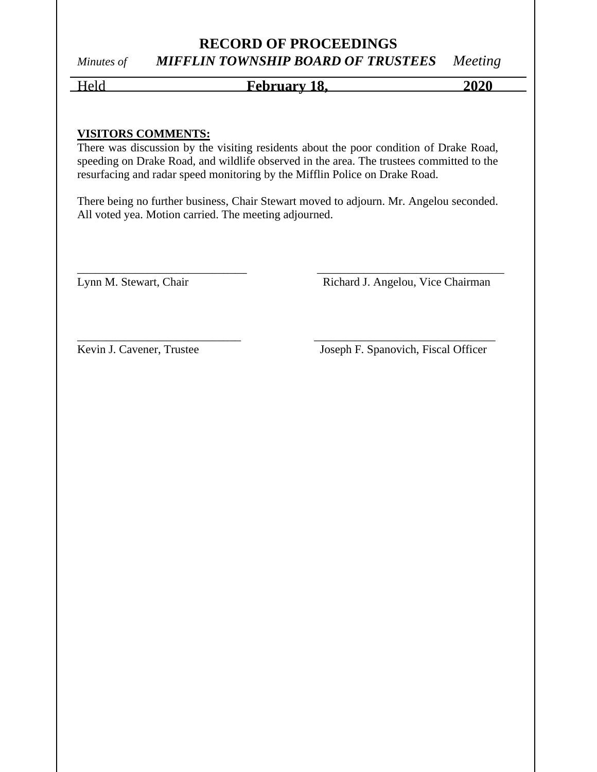**VISITORS COMMENTS:**

There was discussion by the visiting residents about the poor condition of Drake Road, speeding on Drake Road, and wildlife observed in the area. The trustees committed to the resurfacing and radar speed monitoring by the Mifflin Police on Drake Road.

There being no further business, Chair Stewart moved to adjourn. Mr. Angelou seconded. All voted yea. Motion carried. The meeting adjourned.

\_\_\_\_\_\_\_\_\_\_\_\_\_\_\_\_\_\_\_\_\_\_\_\_\_\_\_\_\_\_
Lynn M. Stewart, Chair

\_\_\_\_\_\_\_\_\_\_\_\_\_\_\_\_\_\_\_\_\_\_\_\_\_\_\_\_\_\_
Richard J. Angelou, Vice Chairman

\_\_\_\_\_\_\_\_\_\_\_\_\_\_\_\_\_\_\_\_\_\_\_\_\_\_\_\_\_\_
Kevin J. Cavener, Trustee

\_\_\_\_\_\_\_\_\_\_\_\_\_\_\_\_\_\_\_\_\_\_\_\_\_\_\_\_\_\_
Joseph F. Spanovich, Fiscal Officer